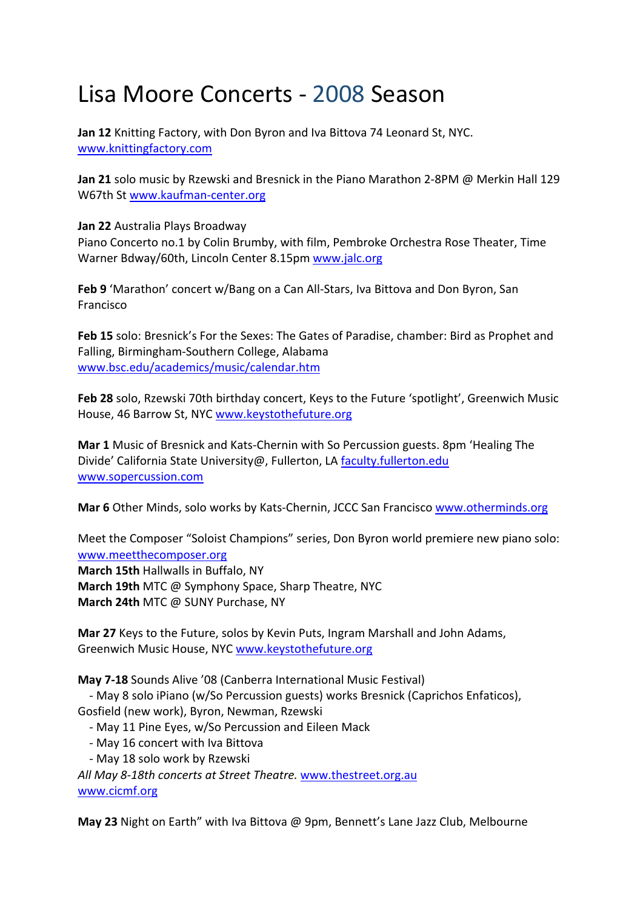# Lisa Moore Concerts - 2008 Season

**Jan 12** Knitting Factory, with Don Byron and Iva Bittova 74 Leonard St, NYC. www.knittingfactory.com

**Jan 21** solo music by Rzewski and Bresnick in the Piano Marathon 2-8PM @ Merkin Hall 129 W67th St www.kaufman-center.org

**Jan 22** Australia Plays Broadway
Piano Concerto no.1 by Colin Brumby, with film, Pembroke Orchestra Rose Theater, Time Warner Bdway/60th, Lincoln Center 8.15pm www.jalc.org

**Feb 9** 'Marathon' concert w/Bang on a Can All-Stars, Iva Bittova and Don Byron, San Francisco

**Feb 15** solo: Bresnick's For the Sexes: The Gates of Paradise, chamber: Bird as Prophet and Falling, Birmingham-Southern College, Alabama
www.bsc.edu/academics/music/calendar.htm

**Feb 28** solo, Rzewski 70th birthday concert, Keys to the Future 'spotlight', Greenwich Music House, 46 Barrow St, NYC www.keystothefuture.org

**Mar 1** Music of Bresnick and Kats-Chernin with So Percussion guests. 8pm 'Healing The Divide' California State University@, Fullerton, LA faculty.fullerton.edu
www.sopercussion.com

**Mar 6** Other Minds, solo works by Kats-Chernin, JCCC San Francisco www.otherminds.org

Meet the Composer "Soloist Champions" series, Don Byron world premiere new piano solo: www.meetthecomposer.org
**March 15th** Hallwalls in Buffalo, NY
**March 19th** MTC @ Symphony Space, Sharp Theatre, NYC
**March 24th** MTC @ SUNY Purchase, NY

**Mar 27** Keys to the Future, solos by Kevin Puts, Ingram Marshall and John Adams, Greenwich Music House, NYC www.keystothefuture.org

**May 7-18** Sounds Alive '08 (Canberra International Music Festival)
- May 8 solo iPiano (w/So Percussion guests) works Bresnick (Caprichos Enfaticos), Gosfield (new work), Byron, Newman, Rzewski
- May 11 Pine Eyes, w/So Percussion and Eileen Mack
- May 16 concert with Iva Bittova
- May 18 solo work by Rzewski

*All May 8-18th concerts at Street Theatre.* www.thestreet.org.au
www.cicmf.org

**May 23** Night on Earth" with Iva Bittova @ 9pm, Bennett's Lane Jazz Club, Melbourne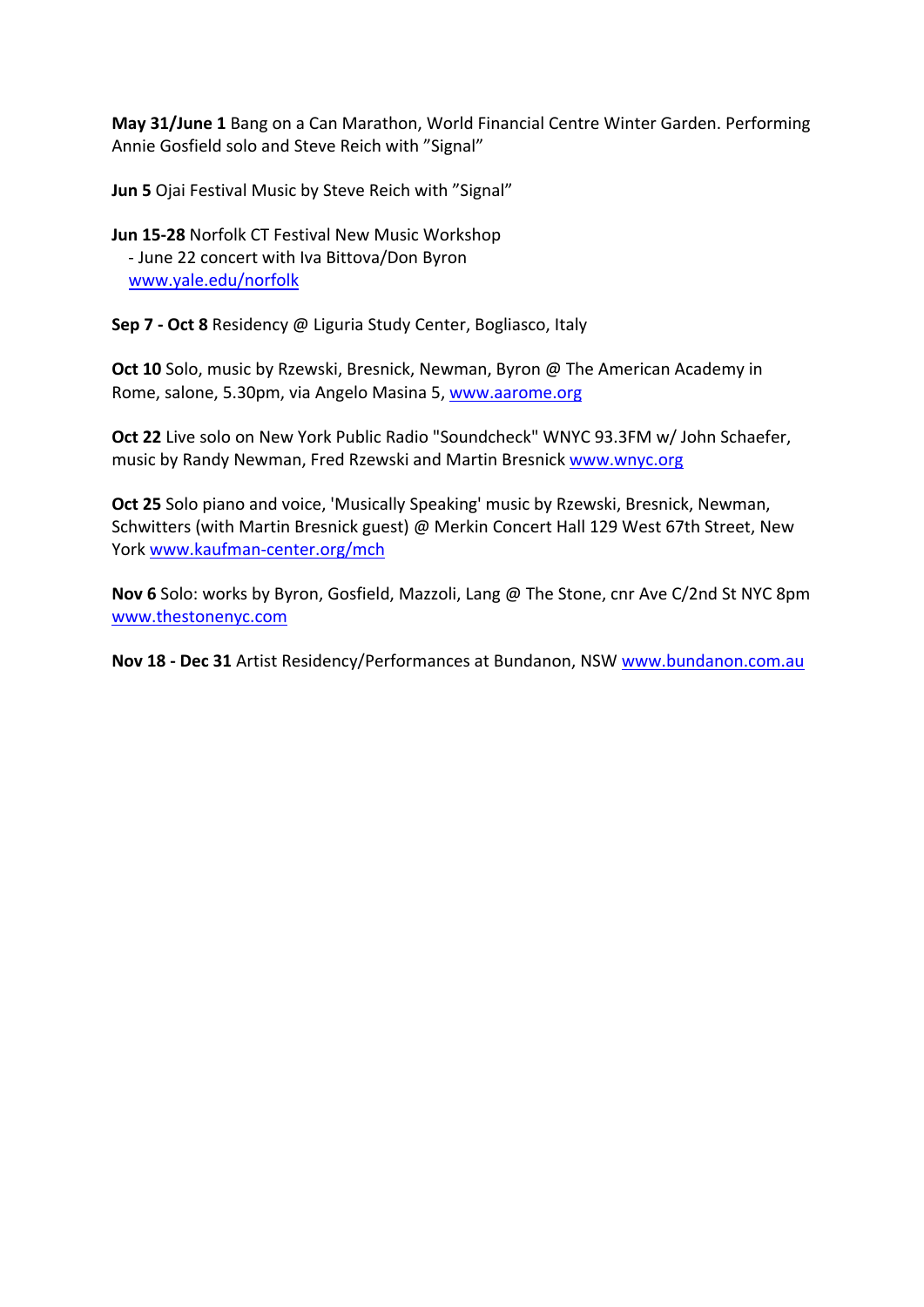**May 31/June 1** Bang on a Can Marathon, World Financial Centre Winter Garden. Performing Annie Gosfield solo and Steve Reich with ”Signal”

**Jun 5** Ojai Festival Music by Steve Reich with ”Signal”

**Jun 15-28** Norfolk CT Festival New Music Workshop
- June 22 concert with Iva Bittova/Don Byron

www.yale.edu/norfolk

**Sep 7 - Oct 8** Residency @ Liguria Study Center, Bogliasco, Italy

**Oct 10** Solo, music by Rzewski, Bresnick, Newman, Byron @ The American Academy in Rome, salone, 5.30pm, via Angelo Masina 5, www.aarome.org

**Oct 22** Live solo on New York Public Radio "Soundcheck" WNYC 93.3FM w/ John Schaefer, music by Randy Newman, Fred Rzewski and Martin Bresnick www.wnyc.org

**Oct 25** Solo piano and voice, 'Musically Speaking' music by Rzewski, Bresnick, Newman, Schwitters (with Martin Bresnick guest) @ Merkin Concert Hall 129 West 67th Street, New York www.kaufman-center.org/mch

**Nov 6** Solo: works by Byron, Gosfield, Mazzoli, Lang @ The Stone, cnr Ave C/2nd St NYC 8pm www.thestonenyc.com

**Nov 18 - Dec 31** Artist Residency/Performances at Bundanon, NSW www.bundanon.com.au